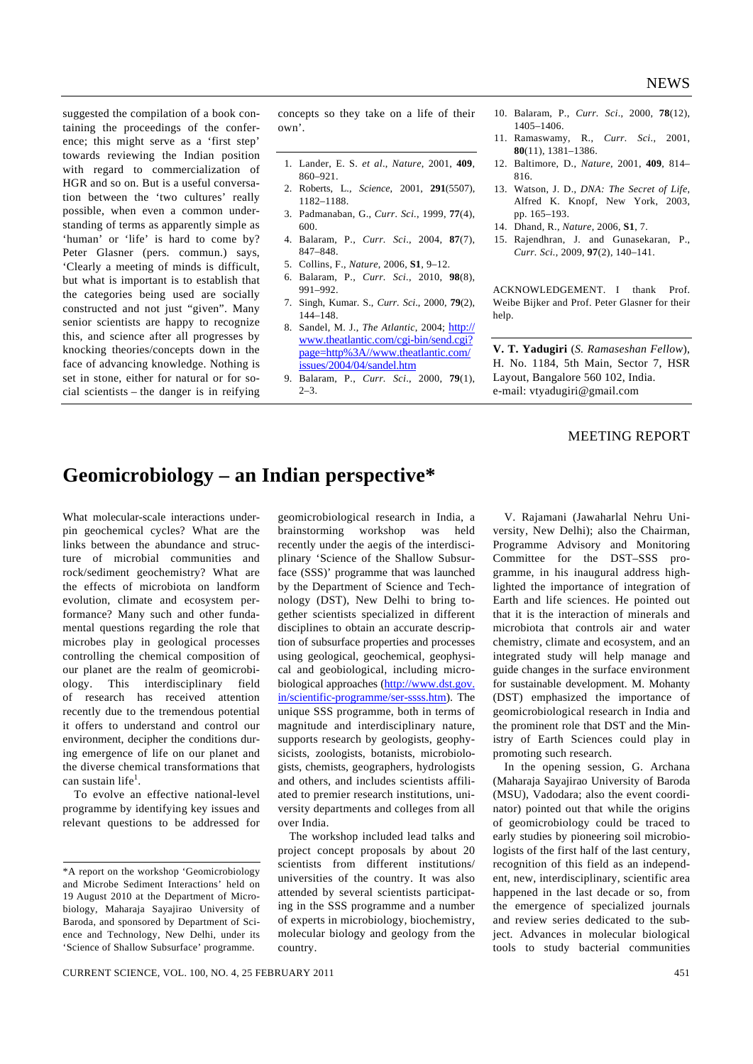suggested the compilation of a book containing the proceedings of the conference; this might serve as a 'first step' towards reviewing the Indian position with regard to commercialization of HGR and so on. But is a useful conversation between the 'two cultures' really possible, when even a common understanding of terms as apparently simple as 'human' or 'life' is hard to come by? Peter Glasner (pers. commun.) says, 'Clearly a meeting of minds is difficult, but what is important is to establish that the categories being used are socially constructed and not just "given". Many senior scientists are happy to recognize this, and science after all progresses by knocking theories/concepts down in the face of advancing knowledge. Nothing is set in stone, either for natural or for social scientists – the danger is in reifying concepts so they take on a life of their own'.

1. Lander, E. S. *et al.*, *Nature*, 2001, **409**, 860–921.
2. Roberts, L., *Science*, 2001, **291**(5507), 1182–1188.
3. Padmanaban, G., *Curr. Sci.*, 1999, **77**(4), 600.
4. Balaram, P., *Curr. Sci*., 2004, **87**(7), 847–848.
5. Collins, F., *Nature*, 2006, **S1**, 9–12.
6. Balaram, P., *Curr. Sci*., 2010, **98**(8), 991–992.
7. Singh, Kumar. S., *Curr. Sci*., 2000, **79**(2), 144–148.
8. Sandel, M. J., *The Atlantic*, 2004; http://www.theatlantic.com/cgi-bin/send.cgi?page=http%3A//www.theatlantic.com/issues/2004/04/sandel.htm
9. Balaram, P., *Curr. Sci*., 2000, **79**(1), 2–3.
10. Balaram, P., *Curr. Sci*., 2000, **78**(12), 1405–1406.
11. Ramaswamy, R., *Curr. Sci*., 2001, **80**(11), 1381–1386.
12. Baltimore, D., *Nature*, 2001, **409**, 814–816.
13. Watson, J. D., *DNA: The Secret of Life*, Alfred K. Knopf, New York, 2003, pp. 165–193.
14. Dhand, R., *Nature*, 2006, **S1**, 7.
15. Rajendhran, J. and Gunasekaran, P., *Curr. Sci.*, 2009, **97**(2), 140–141.

ACKNOWLEDGEMENT. I thank Prof. Weibe Bijker and Prof. Peter Glasner for their help.

**V. T. Yadugiri** (*S. Ramaseshan Fellow*), H. No. 1184, 5th Main, Sector 7, HSR Layout, Bangalore 560 102, India.
e-mail: vtyadugiri@gmail.com

MEETING REPORT

# Geomicrobiology – an Indian perspective*

What molecular-scale interactions underpin geochemical cycles? What are the links between the abundance and structure of microbial communities and rock/sediment geochemistry? What are the effects of microbiota on landform evolution, climate and ecosystem performance? Many such and other fundamental questions regarding the role that microbes play in geological processes controlling the chemical composition of our planet are the realm of geomicrobiology. This interdisciplinary field of research has received attention recently due to the tremendous potential it offers to understand and control our environment, decipher the conditions during emergence of life on our planet and the diverse chemical transformations that can sustain life[1].

To evolve an effective national-level programme by identifying key issues and relevant questions to be addressed for geomicrobiological research in India, a brainstorming workshop was held recently under the aegis of the interdisciplinary 'Science of the Shallow Subsurface (SSS)' programme that was launched by the Department of Science and Technology (DST), New Delhi to bring together scientists specialized in different disciplines to obtain an accurate description of subsurface properties and processes using geological, geochemical, geophysical and geobiological, including microbiological approaches (http://www.dst.gov.in/scientific-programme/ser-ssss.htm). The unique SSS programme, both in terms of magnitude and interdisciplinary nature, supports research by geologists, geophysicists, zoologists, botanists, microbiologists, chemists, geographers, hydrologists and others, and includes scientists affiliated to premier research institutions, university departments and colleges from all over India.

The workshop included lead talks and project concept proposals by about 20 scientists from different institutions/universities of the country. It was also attended by several scientists participating in the SSS programme and a number of experts in microbiology, biochemistry, molecular biology and geology from the country.

V. Rajamani (Jawaharlal Nehru University, New Delhi); also the Chairman, Programme Advisory and Monitoring Committee for the DST–SSS programme, in his inaugural address highlighted the importance of integration of Earth and life sciences. He pointed out that it is the interaction of minerals and microbiota that controls air and water chemistry, climate and ecosystem, and an integrated study will help manage and guide changes in the surface environment for sustainable development. M. Mohanty (DST) emphasized the importance of geomicrobiological research in India and the prominent role that DST and the Ministry of Earth Sciences could play in promoting such research.

In the opening session, G. Archana (Maharaja Sayajirao University of Baroda (MSU), Vadodara; also the event coordinator) pointed out that while the origins of geomicrobiology could be traced to early studies by pioneering soil microbiologists of the first half of the last century, recognition of this field as an independent, new, interdisciplinary, scientific area happened in the last decade or so, from the emergence of specialized journals and review series dedicated to the subject. Advances in molecular biological tools to study bacterial communities

*A report on the workshop 'Geomicrobiology and Microbe Sediment Interactions' held on 19 August 2010 at the Department of Microbiology, Maharaja Sayajirao University of Baroda, and sponsored by Department of Science and Technology, New Delhi, under its 'Science of Shallow Subsurface' programme.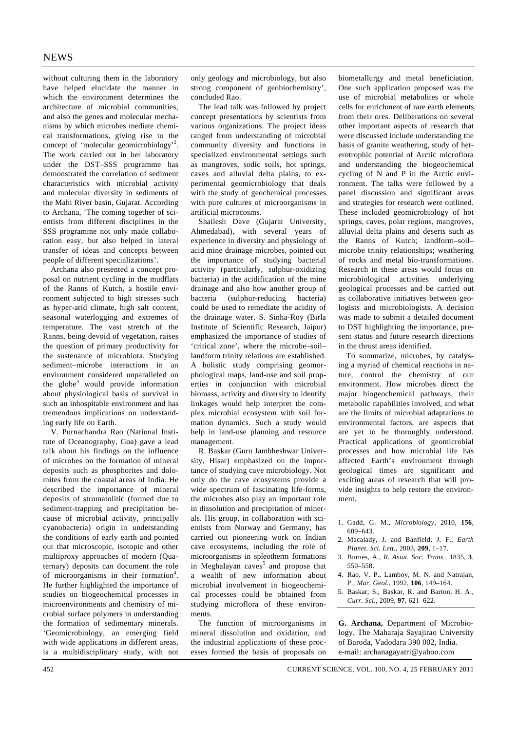without culturing them in the laboratory have helped elucidate the manner in which the environment determines the architecture of microbial communities, and also the genes and molecular mechanisms by which microbes mediate chemical transformations, giving rise to the concept of 'molecular geomicrobiology'[2]. The work carried out in her laboratory under the DST–SSS programme has demonstrated the correlation of sediment characteristics with microbial activity and molecular diversity in sediments of the Mahi River basin, Gujarat. According to Archana, 'The coming together of scientists from different disciplines in the SSS programme not only made collaboration easy, but also helped in lateral transfer of ideas and concepts between people of different specializations'.

Archana also presented a concept proposal on nutrient cycling in the mudflats of the Ranns of Kutch, a hostile environment subjected to high stresses such as hyper-arid climate, high salt content, seasonal waterlogging and extremes of temperature. The vast stretch of the Ranns, being devoid of vegetation, raises the question of primary productivity for the sustenance of microbiota. Studying sediment–microbe interactions in an environment considered unparalleled on the globe[3] would provide information about physiological basis of survival in such an inhospitable environment and has tremendous implications on understanding early life on Earth.

V. Purnachandra Rao (National Institute of Oceanography, Goa) gave a lead talk about his findings on the influence of microbes on the formation of mineral deposits such as phosphorites and dolomites from the coastal areas of India. He described the importance of mineral deposits of stromatolitic (formed due to sediment-trapping and precipitation because of microbial activity, principally cyanobacteria) origin in understanding the conditions of early earth and pointed out that microscopic, isotopic and other multiproxy approaches of modern (Quaternary) deposits can document the role of microorganisms in their formation[4]. He further highlighted the importance of studies on biogeochemical processes in microenvironments and chemistry of microbial surface polymers in understanding the formation of sedimentary minerals. 'Geomicrobiology, an emerging field with wide applications in different areas, is a multidisciplinary study, with not only geology and microbiology, but also strong component of geobiochemistry', concluded Rao.

The lead talk was followed by project concept presentations by scientists from various organizations. The project ideas ranged from understanding of microbial community diversity and functions in specialized environmental settings such as mangroves, sodic soils, hot springs, caves and alluvial delta plains, to experimental geomicrobiology that deals with the study of geochemical processes with pure cultures of microorganisms in artificial microcosms.

Shailesh Dave (Gujarat University, Ahmedabad), with several years of experience in diversity and physiology of acid mine drainage microbes, pointed out the importance of studying bacterial activity (particularly, sulphur-oxidizing bacteria) in the acidification of the mine drainage and also how another group of bacteria (sulphur-reducing bacteria) could be used to remediate the acidity of the drainage water. S. Sinha-Roy (Birla Institute of Scientific Research, Jaipur) emphasized the importance of studies of 'critical zone', where the microbe–soil–landform trinity relations are established. A holistic study comprising geomorphological maps, land-use and soil properties in conjunction with microbial biomass, activity and diversity to identify linkages would help interpret the complex microbial ecosystem with soil formation dynamics. Such a study would help in land-use planning and resource management.

R. Baskar (Guru Jambheshwar University, Hisar) emphasized on the importance of studying cave microbiology. Not only do the cave ecosystems provide a wide spectrum of fascinating life-forms, the microbes also play an important role in dissolution and precipitation of minerals. His group, in collaboration with scientists from Norway and Germany, has carried out pioneering work on Indian cave ecosystems, including the role of microorganisms in spleotherm formations in Meghalayan caves[5] and propose that a wealth of new information about microbial involvement in biogeochemical processes could be obtained from studying microflora of these environments.

The function of microorganisms in mineral dissolution and oxidation, and the industrial applications of these processes formed the basis of proposals on biometallurgy and metal beneficiation. One such application proposed was the use of microbial metabolites or whole cells for enrichment of rare earth elements from their ores. Deliberations on several other important aspects of research that were discussed include understanding the basis of granite weathering, study of heterotrophic potential of Arctic microflora and understanding the biogeochemical cycling of N and P in the Arctic environment. The talks were followed by a panel discussion and significant areas and strategies for research were outlined. These included geomicrobiology of hot springs, caves, polar regions, mangroves, alluvial delta plains and deserts such as the Ranns of Kutch; landform–soil–microbe trinity relationships; weathering of rocks and metal bio-transformations. Research in these areas would focus on microbiological activities underlying geological processes and be carried out as collaborative initiatives between geologists and microbiologists. A decision was made to submit a detailed document to DST highlighting the importance, present status and future research directions in the thrust areas identified.

To summarize, microbes, by catalysing a myriad of chemical reactions in nature, control the chemistry of our environment. How microbes direct the major biogeochemical pathways, their metabolic capabilities involved, and what are the limits of microbial adaptations to environmental factors, are aspects that are yet to be thoroughly understood. Practical applications of geomicrobial processes and how microbial life has affected Earth's environment through geological times are significant and exciting areas of research that will provide insights to help restore the environment.

1. Gadd, G. M., *Microbiology*, 2010, **156**, 609–643.
2. Macalady, J. and Banfield, J. F., *Earth Planet. Sci. Lett.*, 2003, **209**, 1–17.
3. Burnes, A., *R. Asiat. Soc. Trans.*, 1835, **3**, 550–558.
4. Rao, V. P., Lamboy, M. N. and Natrajan, P., *Mar. Geol.*, 1992, **106**, 149–164.
5. Baskar, S., Baskar, R. and Barton, H. A., *Curr. Sci.*, 2009, **97**, 621–622.

**G. Archana,** Department of Microbiology, The Maharaja Sayajirao University of Baroda, Vadodara 390 002, India.
e-mail: archanagayatri@yahoo.com